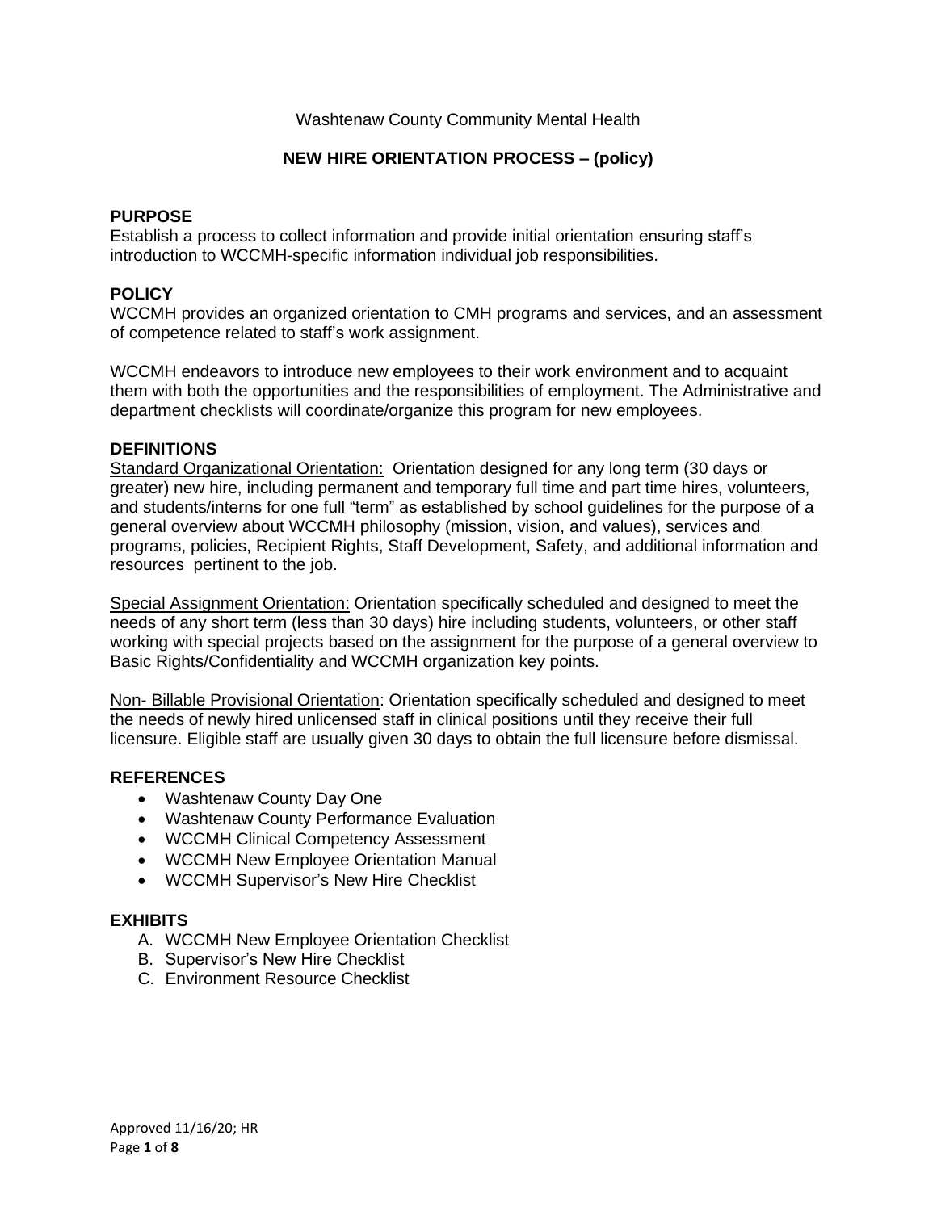Washtenaw County Community Mental Health

# NEW HIRE ORIENTATION PROCESS – (policy)

## PURPOSE

Establish a process to collect information and provide initial orientation ensuring staff's introduction to WCCMH-specific information individual job responsibilities.

## POLICY

WCCMH provides an organized orientation to CMH programs and services, and an assessment of competence related to staff's work assignment.

WCCMH endeavors to introduce new employees to their work environment and to acquaint them with both the opportunities and the responsibilities of employment. The Administrative and department checklists will coordinate/organize this program for new employees.

## DEFINITIONS

Standard Organizational Orientation: Orientation designed for any long term (30 days or greater) new hire, including permanent and temporary full time and part time hires, volunteers, and students/interns for one full "term" as established by school guidelines for the purpose of a general overview about WCCMH philosophy (mission, vision, and values), services and programs, policies, Recipient Rights, Staff Development, Safety, and additional information and resources pertinent to the job.

Special Assignment Orientation: Orientation specifically scheduled and designed to meet the needs of any short term (less than 30 days) hire including students, volunteers, or other staff working with special projects based on the assignment for the purpose of a general overview to Basic Rights/Confidentiality and WCCMH organization key points.

Non- Billable Provisional Orientation: Orientation specifically scheduled and designed to meet the needs of newly hired unlicensed staff in clinical positions until they receive their full licensure. Eligible staff are usually given 30 days to obtain the full licensure before dismissal.

## REFERENCES

- Washtenaw County Day One
- Washtenaw County Performance Evaluation
- WCCMH Clinical Competency Assessment
- WCCMH New Employee Orientation Manual
- WCCMH Supervisor's New Hire Checklist

## EXHIBITS

A. WCCMH New Employee Orientation Checklist
B. Supervisor's New Hire Checklist
C. Environment Resource Checklist

Approved 11/16/20; HR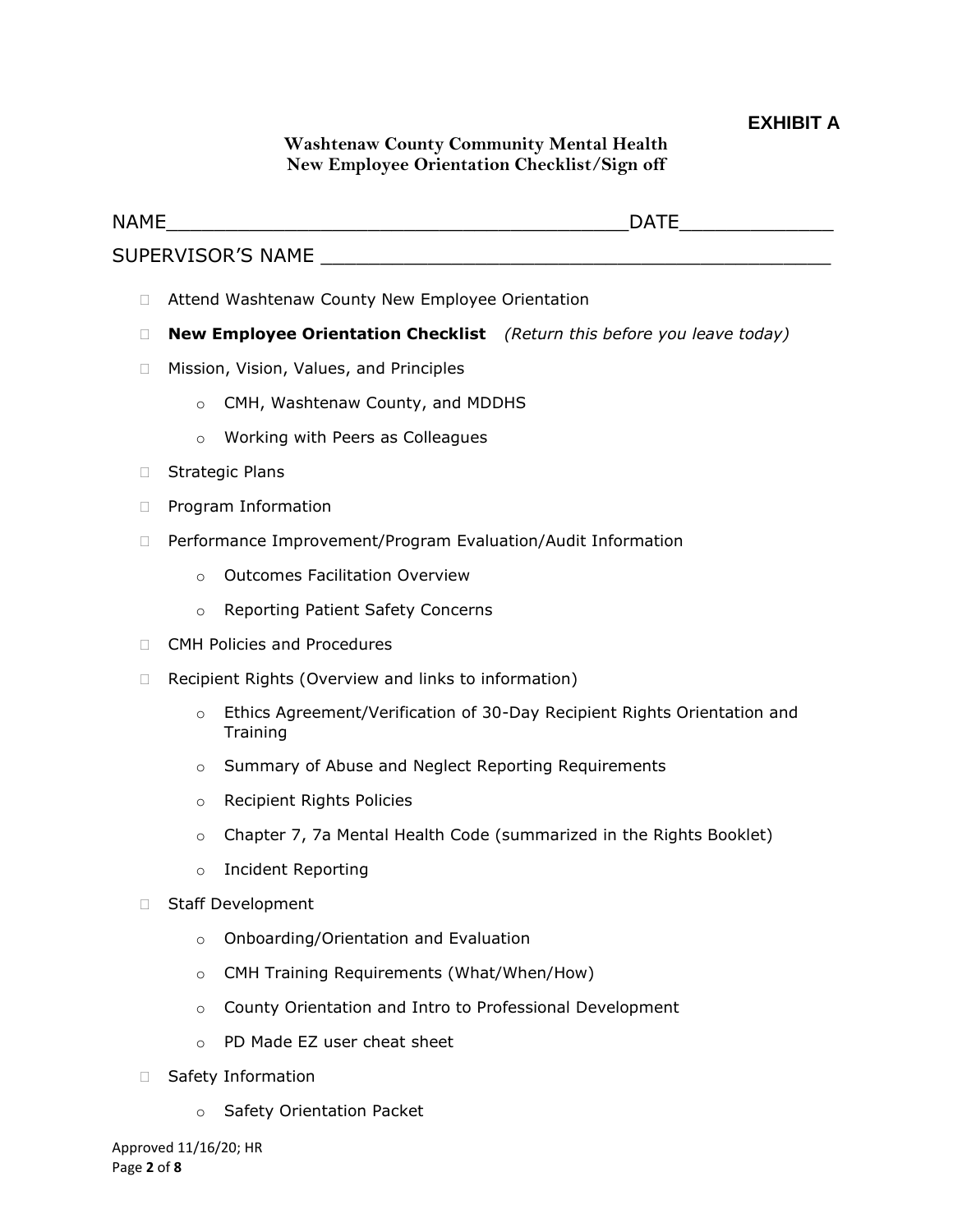**EXHIBIT A**

**Washtenaw County Community Mental Health**
**New Employee Orientation Checklist/Sign off**

NAME_______________________________________DATE_____________

SUPERVISOR'S NAME ___________________________________________

- ☐ Attend Washtenaw County New Employee Orientation
- ☐ **New Employee Orientation Checklist** *(Return this before you leave today)*
- ☐ Mission, Vision, Values, and Principles
  - o CMH, Washtenaw County, and MDDHS
  - o Working with Peers as Colleagues
- ☐ Strategic Plans
- ☐ Program Information
- ☐ Performance Improvement/Program Evaluation/Audit Information
  - o Outcomes Facilitation Overview
  - o Reporting Patient Safety Concerns
- ☐ CMH Policies and Procedures
- ☐ Recipient Rights (Overview and links to information)
  - o Ethics Agreement/Verification of 30-Day Recipient Rights Orientation and Training
  - o Summary of Abuse and Neglect Reporting Requirements
  - o Recipient Rights Policies
  - o Chapter 7, 7a Mental Health Code (summarized in the Rights Booklet)
  - o Incident Reporting
- ☐ Staff Development
  - o Onboarding/Orientation and Evaluation
  - o CMH Training Requirements (What/When/How)
  - o County Orientation and Intro to Professional Development
  - o PD Made EZ user cheat sheet
- ☐ Safety Information
  - o Safety Orientation Packet

Approved 11/16/20; HR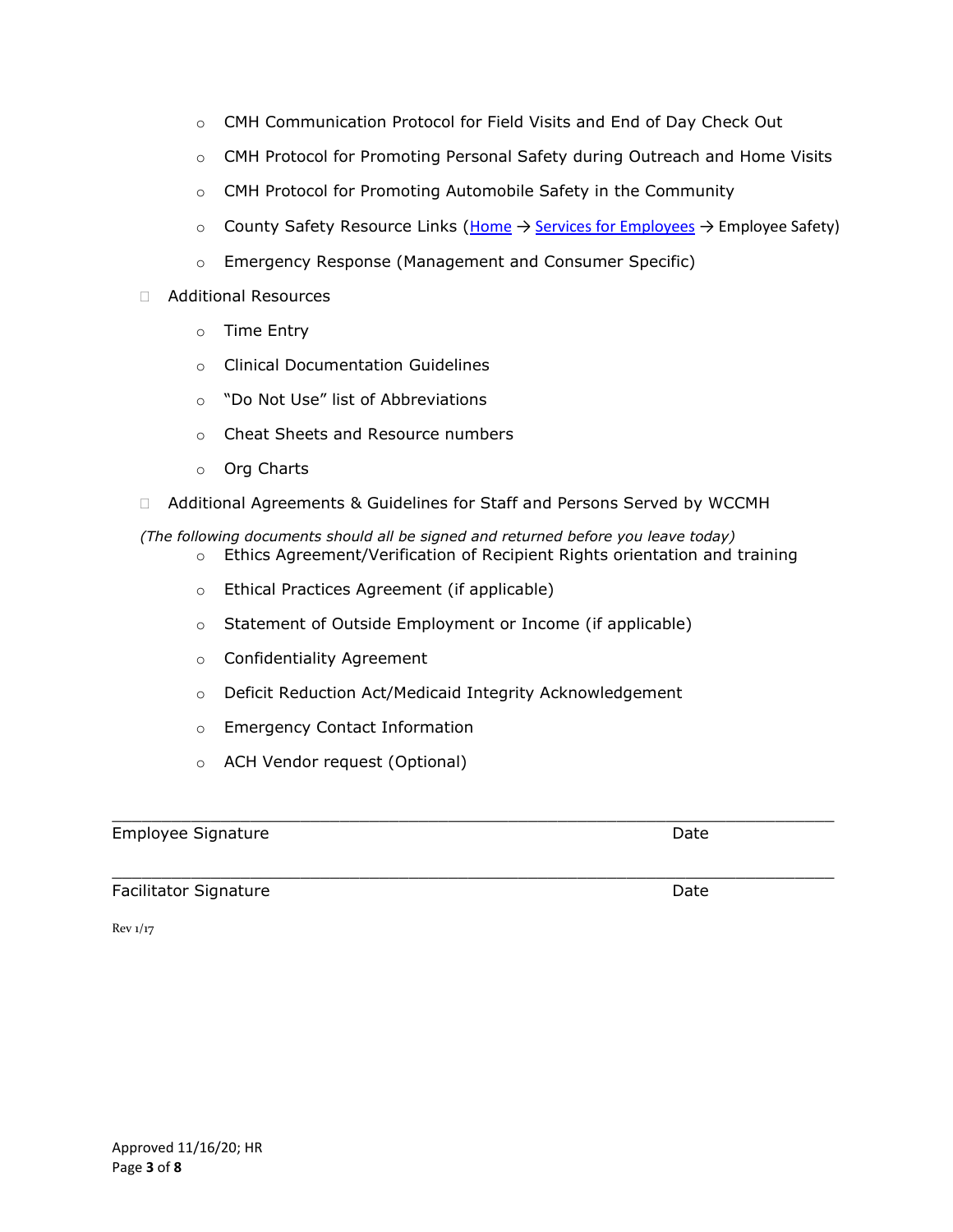- CMH Communication Protocol for Field Visits and End of Day Check Out
- CMH Protocol for Promoting Personal Safety during Outreach and Home Visits
- CMH Protocol for Promoting Automobile Safety in the Community
- County Safety Resource Links (Home → Services for Employees → Employee Safety)
- Emergency Response (Management and Consumer Specific)

- [ ] Additional Resources
  - Time Entry
  - Clinical Documentation Guidelines
  - "Do Not Use" list of Abbreviations
  - Cheat Sheets and Resource numbers
  - Org Charts

- [ ] Additional Agreements & Guidelines for Staff and Persons Served by WCCMH

*(The following documents should all be signed and returned before you leave today)*

- Ethics Agreement/Verification of Recipient Rights orientation and training
- Ethical Practices Agreement (if applicable)
- Statement of Outside Employment or Income (if applicable)
- Confidentiality Agreement
- Deficit Reduction Act/Medicaid Integrity Acknowledgement
- Emergency Contact Information
- ACH Vendor request (Optional)

______________________________________________________________________________

Employee Signature Date

______________________________________________________________________________

Facilitator Signature Date

Rev 1/17

Approved 11/16/20; HR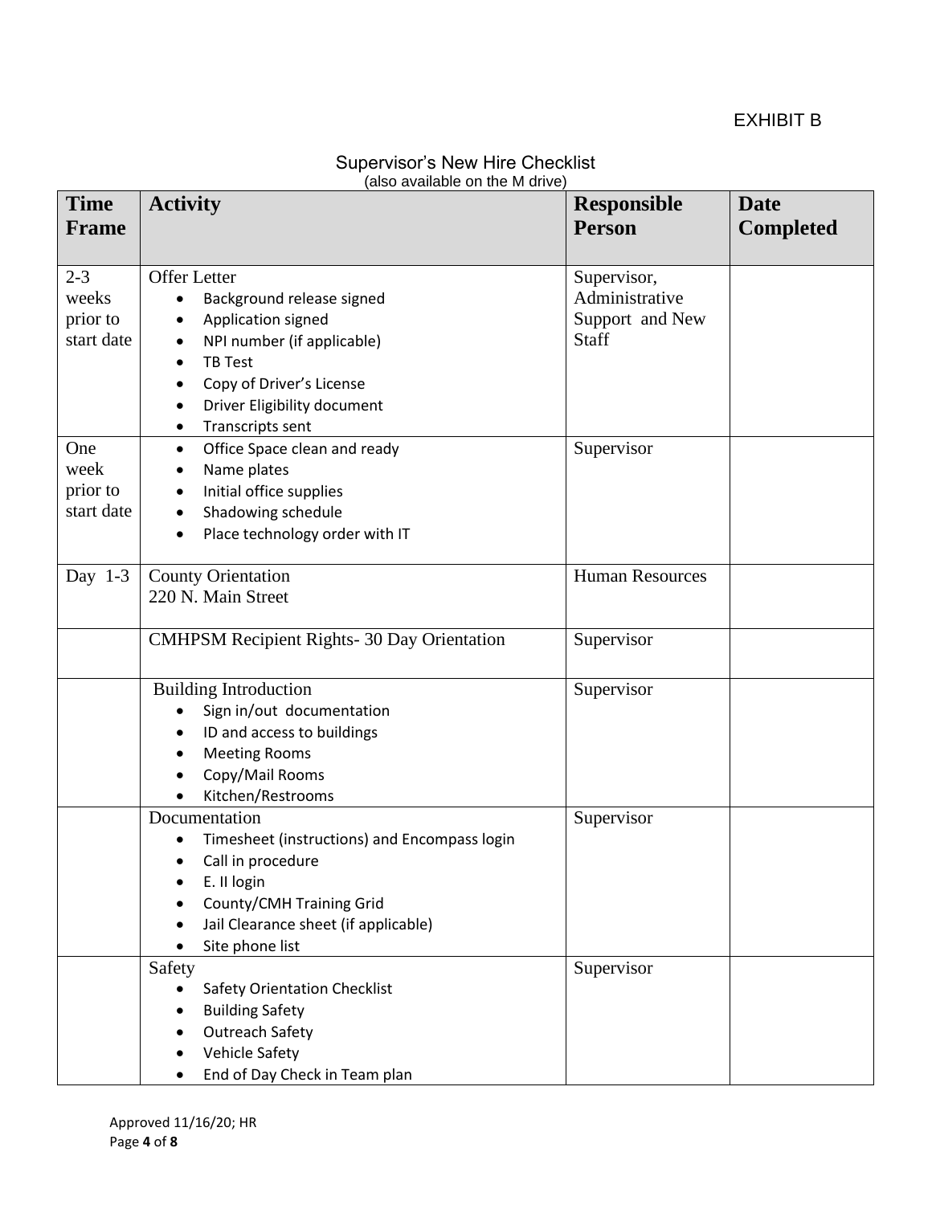EXHIBIT B

## Supervisor's New Hire Checklist

(also available on the M drive)

| Time Frame | Activity | Responsible Person | Date Completed |
|---|---|---|---|
| 2-3 weeks prior to start date | Offer Letter<br>• Background release signed<br>• Application signed<br>• NPI number (if applicable)<br>• TB Test<br>• Copy of Driver's License<br>• Driver Eligibility document<br>• Transcripts sent | Supervisor, Administrative Support and New Staff | |
| One week prior to start date | • Office Space clean and ready<br>• Name plates<br>• Initial office supplies<br>• Shadowing schedule<br>• Place technology order with IT | Supervisor | |
| Day 1-3 | County Orientation<br>220 N. Main Street | Human Resources | |
| | CMHPSM Recipient Rights- 30 Day Orientation | Supervisor | |
| | Building Introduction<br>• Sign in/out documentation<br>• ID and access to buildings<br>• Meeting Rooms<br>• Copy/Mail Rooms<br>• Kitchen/Restrooms | Supervisor | |
| | Documentation<br>• Timesheet (instructions) and Encompass login<br>• Call in procedure<br>• E. II login<br>• County/CMH Training Grid<br>• Jail Clearance sheet (if applicable)<br>• Site phone list | Supervisor | |
| | Safety<br>• Safety Orientation Checklist<br>• Building Safety<br>• Outreach Safety<br>• Vehicle Safety<br>• End of Day Check in Team plan | Supervisor | |

Approved 11/16/20; HR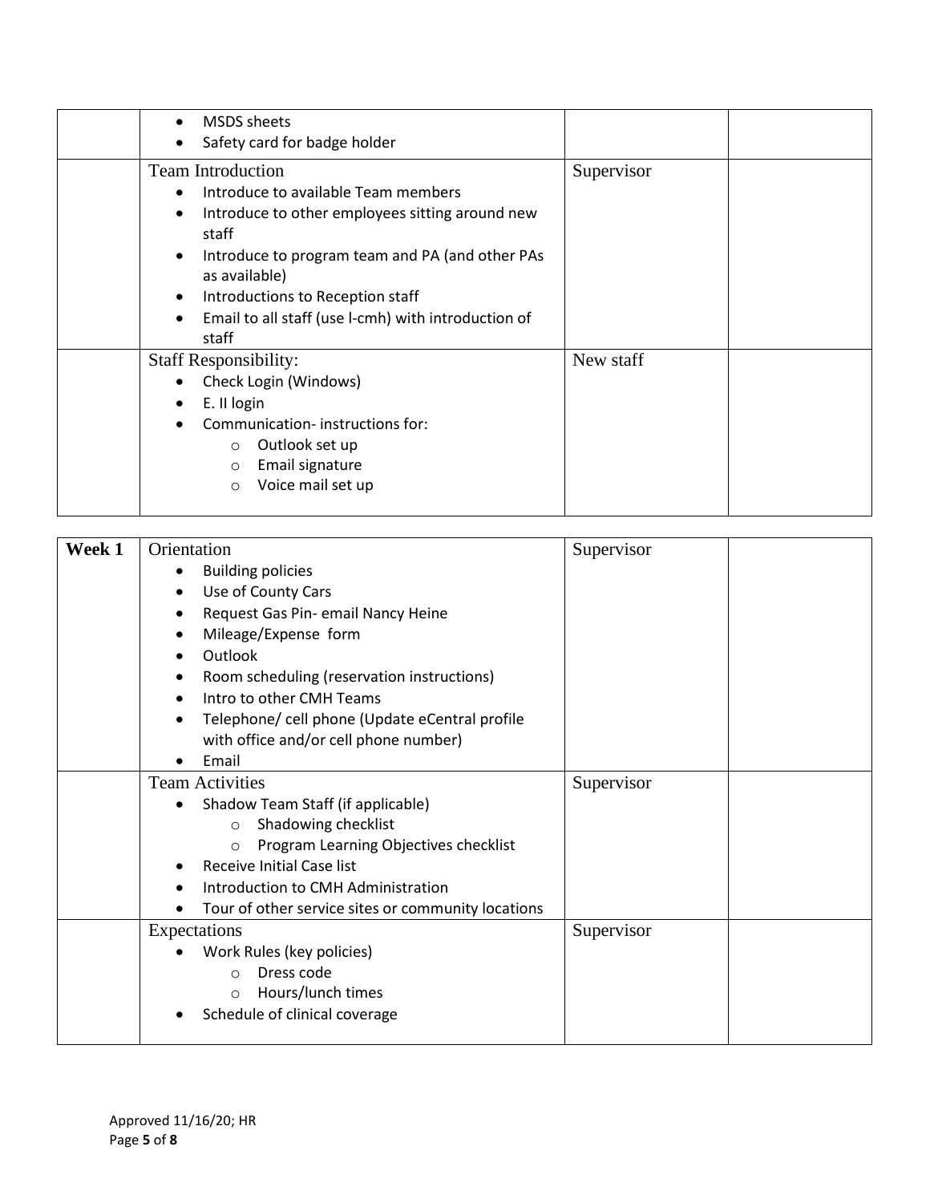| | | | |
|---|---|---|---|
| | • MSDS sheets<br>• Safety card for badge holder | | |
| | Team Introduction<br>• Introduce to available Team members<br>• Introduce to other employees sitting around new staff<br>• Introduce to program team and PA (and other PAs as available)<br>• Introductions to Reception staff<br>• Email to all staff (use l-cmh) with introduction of staff | Supervisor | |
| | Staff Responsibility:<br>• Check Login (Windows)<br>• E. II login<br>• Communication- instructions for:<br>&nbsp;&nbsp;&nbsp;&nbsp;○ Outlook set up<br>&nbsp;&nbsp;&nbsp;&nbsp;○ Email signature<br>&nbsp;&nbsp;&nbsp;&nbsp;○ Voice mail set up | New staff | |

| | | | |
|---|---|---|---|
| **Week 1** | Orientation<br>• Building policies<br>• Use of County Cars<br>• Request Gas Pin- email Nancy Heine<br>• Mileage/Expense form<br>• Outlook<br>• Room scheduling (reservation instructions)<br>• Intro to other CMH Teams<br>• Telephone/ cell phone (Update eCentral profile with office and/or cell phone number)<br>• Email | Supervisor | |
| | Team Activities<br>• Shadow Team Staff (if applicable)<br>&nbsp;&nbsp;&nbsp;&nbsp;○ Shadowing checklist<br>&nbsp;&nbsp;&nbsp;&nbsp;○ Program Learning Objectives checklist<br>• Receive Initial Case list<br>• Introduction to CMH Administration<br>• Tour of other service sites or community locations | Supervisor | |
| | Expectations<br>• Work Rules (key policies)<br>&nbsp;&nbsp;&nbsp;&nbsp;○ Dress code<br>&nbsp;&nbsp;&nbsp;&nbsp;○ Hours/lunch times<br>• Schedule of clinical coverage | Supervisor | |

Approved 11/16/20; HR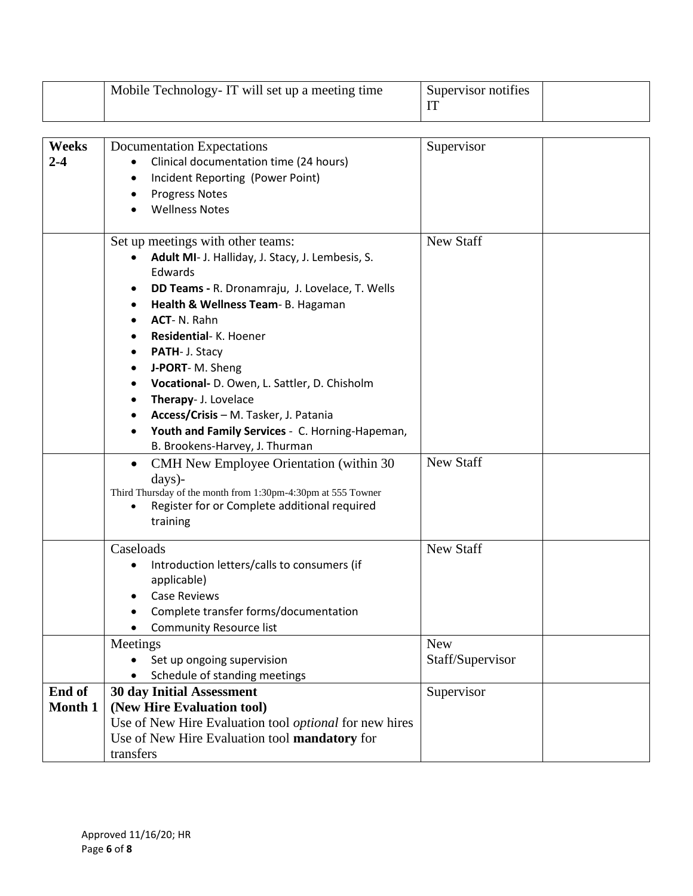| | | | |
|---|---|---|---|
| | Mobile Technology- IT will set up a meeting time | Supervisor notifies IT | |

| | | | |
|---|---|---|---|
| **Weeks 2-4** | Documentation Expectations<br>• Clinical documentation time (24 hours)<br>• Incident Reporting (Power Point)<br>• Progress Notes<br>• Wellness Notes | Supervisor | |
| | Set up meetings with other teams:<br>• **Adult MI**- J. Halliday, J. Stacy, J. Lembesis, S. Edwards<br>• **DD Teams -** R. Dronamraju, J. Lovelace, T. Wells<br>• **Health & Wellness Team**- B. Hagaman<br>• **ACT**- N. Rahn<br>• **Residential**- K. Hoener<br>• **PATH**- J. Stacy<br>• **J-PORT**- M. Sheng<br>• **Vocational-** D. Owen, L. Sattler, D. Chisholm<br>• **Therapy**- J. Lovelace<br>• **Access/Crisis** – M. Tasker, J. Patania<br>• **Youth and Family Services** - C. Horning-Hapeman, B. Brookens-Harvey, J. Thurman | New Staff | |
| | • CMH New Employee Orientation (within 30 days)-<br>Third Thursday of the month from 1:30pm-4:30pm at 555 Towner<br>• Register for or Complete additional required training | New Staff | |
| | Caseloads<br>• Introduction letters/calls to consumers (if applicable)<br>• Case Reviews<br>• Complete transfer forms/documentation<br>• Community Resource list | New Staff | |
| | Meetings<br>• Set up ongoing supervision<br>• Schedule of standing meetings | New Staff/Supervisor | |
| **End of Month 1** | **30 day Initial Assessment**<br>**(New Hire Evaluation tool)**<br>Use of New Hire Evaluation tool *optional* for new hires<br>Use of New Hire Evaluation tool **mandatory** for transfers | Supervisor | |

Approved 11/16/20; HR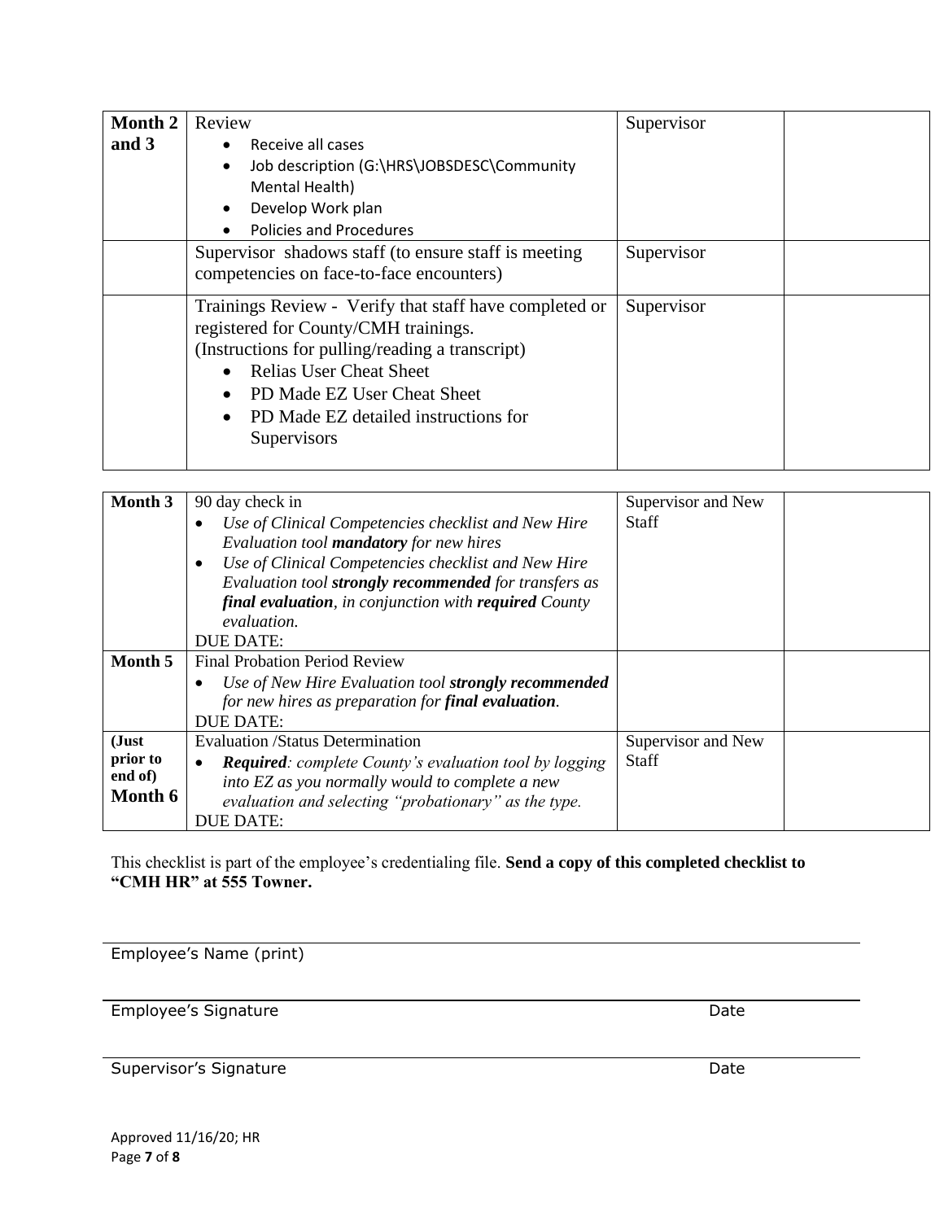| | | | |
|---|---|---|---|
| **Month 2 and 3** | Review<br>• Receive all cases<br>• Job description (G:\HRS\JOBSDESC\Community Mental Health)<br>• Develop Work plan<br>• Policies and Procedures | Supervisor | |
| | Supervisor shadows staff (to ensure staff is meeting competencies on face-to-face encounters) | Supervisor | |
| | Trainings Review - Verify that staff have completed or registered for County/CMH trainings.<br>(Instructions for pulling/reading a transcript)<br>• Relias User Cheat Sheet<br>• PD Made EZ User Cheat Sheet<br>• PD Made EZ detailed instructions for Supervisors | Supervisor | |

| | | | |
|---|---|---|---|
| **Month 3** | 90 day check in<br>• *Use of Clinical Competencies checklist and New Hire Evaluation tool **mandatory** for new hires*<br>• *Use of Clinical Competencies checklist and New Hire Evaluation tool **strongly recommended** for transfers as **final evaluation**, in conjunction with **required** County evaluation.*<br>DUE DATE: | Supervisor and New Staff | |
| **Month 5** | Final Probation Period Review<br>• *Use of New Hire Evaluation tool **strongly recommended** for new hires as preparation for **final evaluation**.*<br>DUE DATE: | | |
| **(Just prior to end of) Month 6** | Evaluation /Status Determination<br>• ***Required**: complete County's evaluation tool by logging into EZ as you normally would to complete a new evaluation and selecting "probationary" as the type.*<br>DUE DATE: | Supervisor and New Staff | |

This checklist is part of the employee's credentialing file. **Send a copy of this completed checklist to "CMH HR" at 555 Towner.**

Employee's Name (print)

Employee's Signature　　　　　　　　　　　　　　　Date

Supervisor's Signature　　　　　　　　　　　　　　　Date

Approved 11/16/20; HR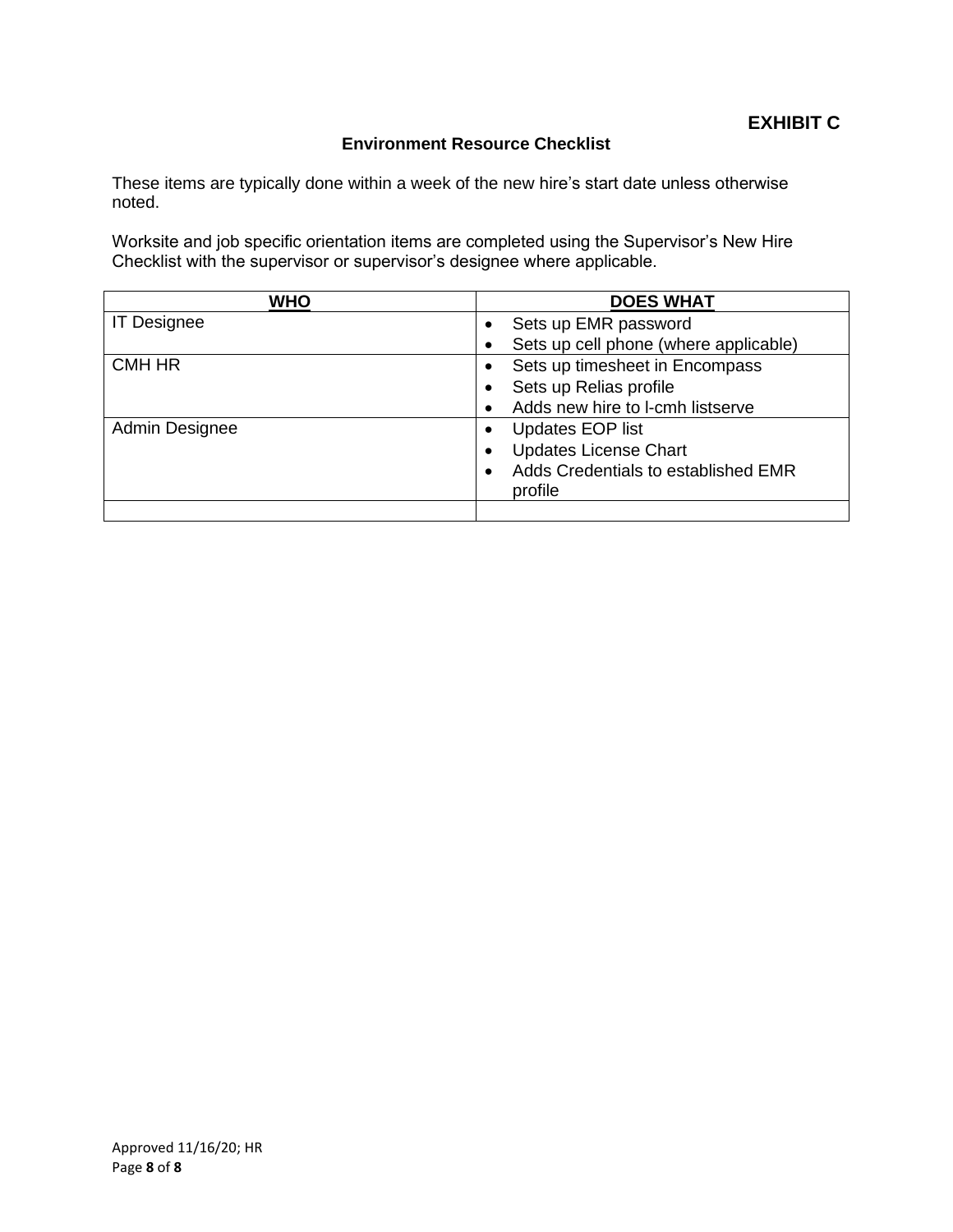**EXHIBIT C**

## Environment Resource Checklist

These items are typically done within a week of the new hire's start date unless otherwise noted.

Worksite and job specific orientation items are completed using the Supervisor's New Hire Checklist with the supervisor or supervisor's designee where applicable.

| WHO | DOES WHAT |
| --- | --- |
| IT Designee | • Sets up EMR password<br>• Sets up cell phone (where applicable) |
| CMH HR | • Sets up timesheet in Encompass<br>• Sets up Relias profile<br>• Adds new hire to l-cmh listserve |
| Admin Designee | • Updates EOP list<br>• Updates License Chart<br>• Adds Credentials to established EMR profile |
| | |

Approved 11/16/20; HR